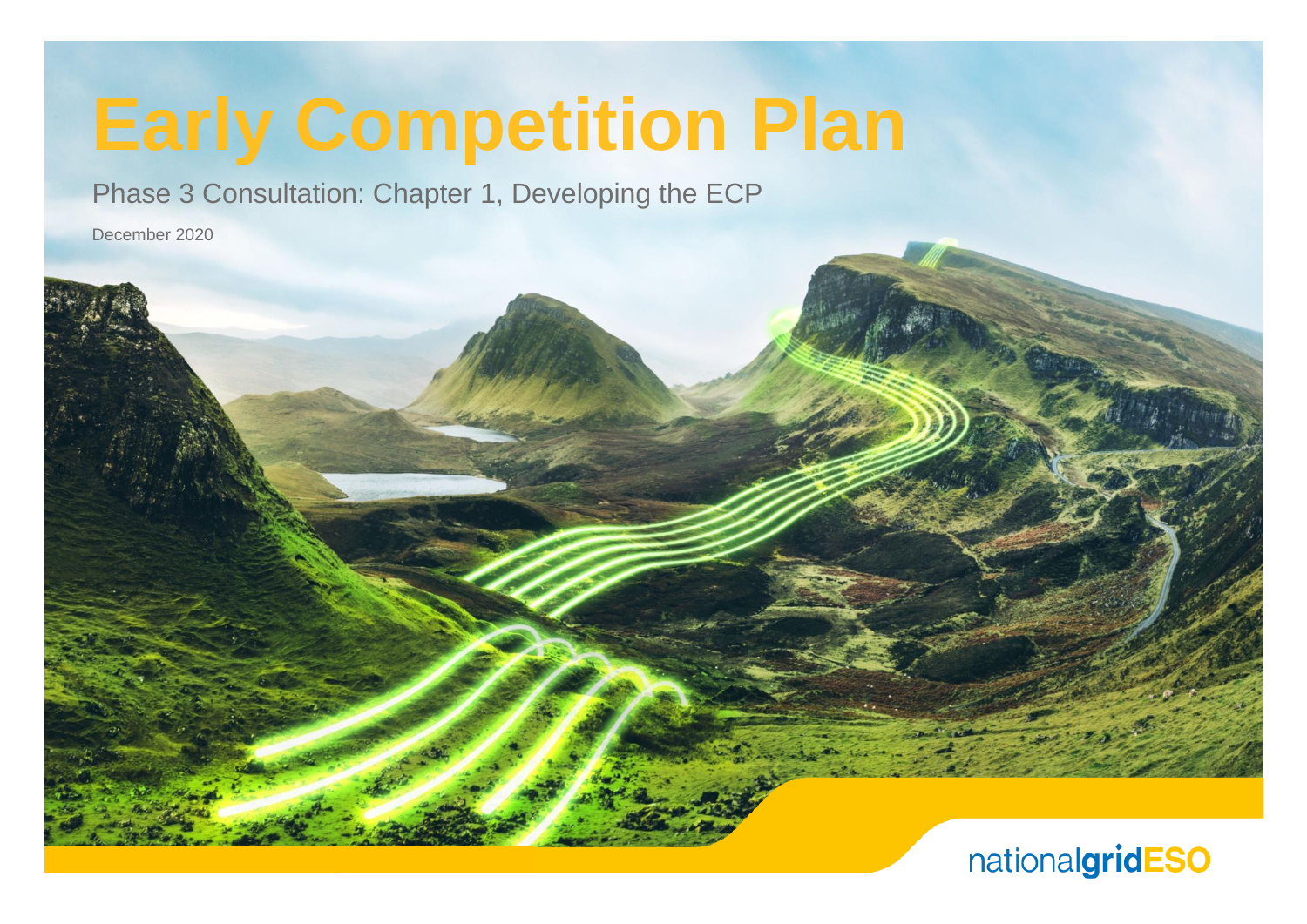# Early Competition Plan

Phase 3 Consultation: Chapter 1, Developing the ECP

December 2020

nationalgridESO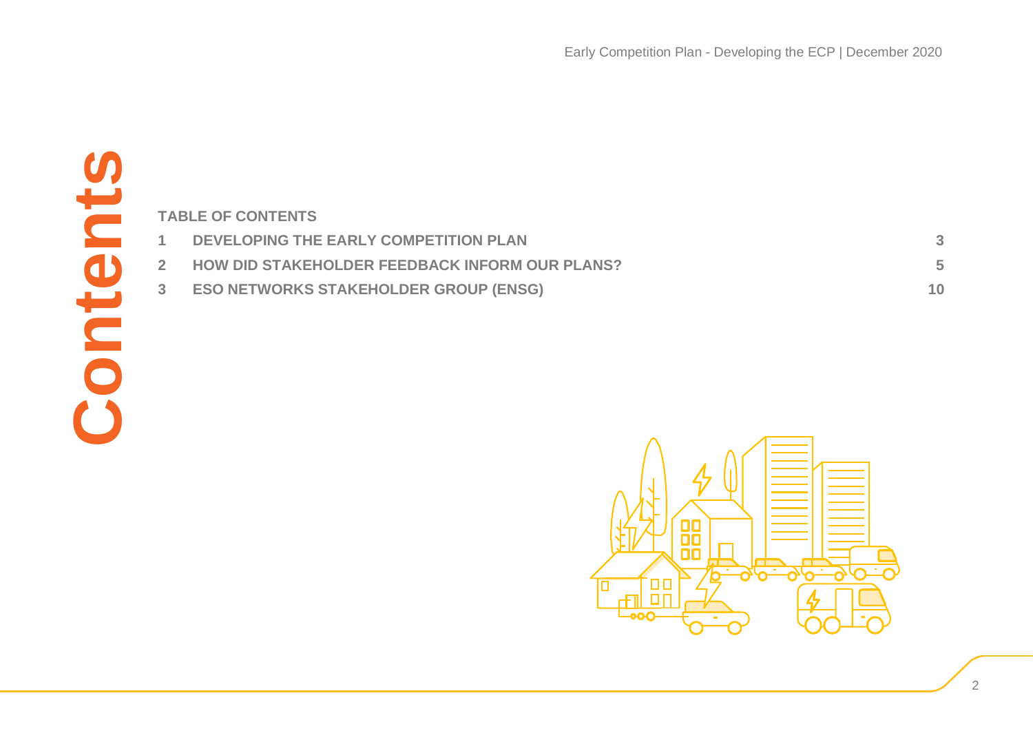# Contents

**TABLE OF CONTENTS**

| | | |
|---|---|---|
| 1 | DEVELOPING THE EARLY COMPETITION PLAN | 3 |
| 2 | HOW DID STAKEHOLDER FEEDBACK INFORM OUR PLANS? | 5 |
| 3 | ESO NETWORKS STAKEHOLDER GROUP (ENSG) | 10 |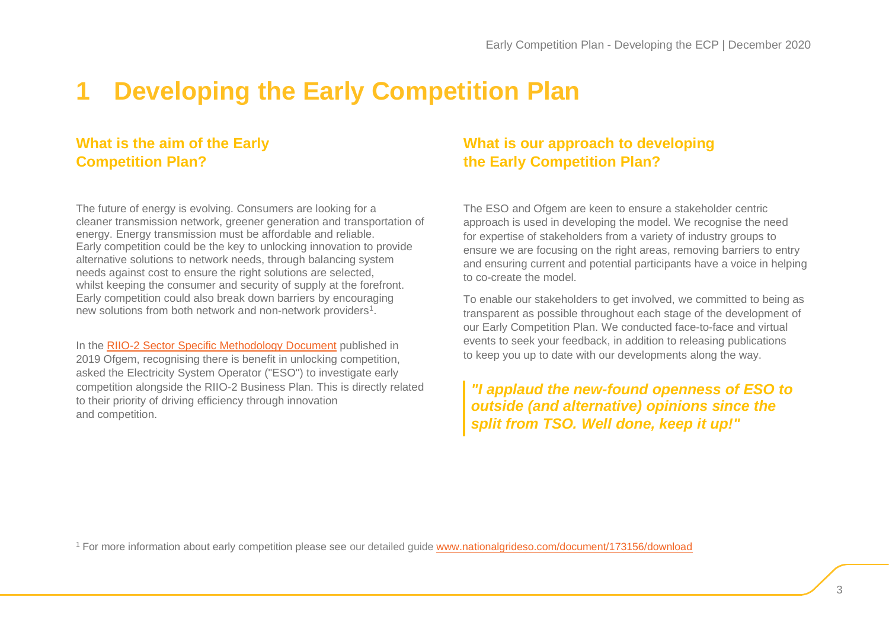# 1 Developing the Early Competition Plan

## What is the aim of the Early Competition Plan?

The future of energy is evolving. Consumers are looking for a cleaner transmission network, greener generation and transportation of energy. Energy transmission must be affordable and reliable. Early competition could be the key to unlocking innovation to provide alternative solutions to network needs, through balancing system needs against cost to ensure the right solutions are selected, whilst keeping the consumer and security of supply at the forefront. Early competition could also break down barriers by encouraging new solutions from both network and non-network providers[1].

In the RIIO-2 Sector Specific Methodology Document published in 2019 Ofgem, recognising there is benefit in unlocking competition, asked the Electricity System Operator ("ESO") to investigate early competition alongside the RIIO-2 Business Plan. This is directly related to their priority of driving efficiency through innovation and competition.

## What is our approach to developing the Early Competition Plan?

The ESO and Ofgem are keen to ensure a stakeholder centric approach is used in developing the model. We recognise the need for expertise of stakeholders from a variety of industry groups to ensure we are focusing on the right areas, removing barriers to entry and ensuring current and potential participants have a voice in helping to co-create the model.

To enable our stakeholders to get involved, we committed to being as transparent as possible throughout each stage of the development of our Early Competition Plan. We conducted face-to-face and virtual events to seek your feedback, in addition to releasing publications to keep you up to date with our developments along the way.

> ***"I applaud the new-found openness of ESO to outside (and alternative) opinions since the split from TSO. Well done, keep it up!"***

[1] For more information about early competition please see our detailed guide www.nationalgrideso.com/document/173156/download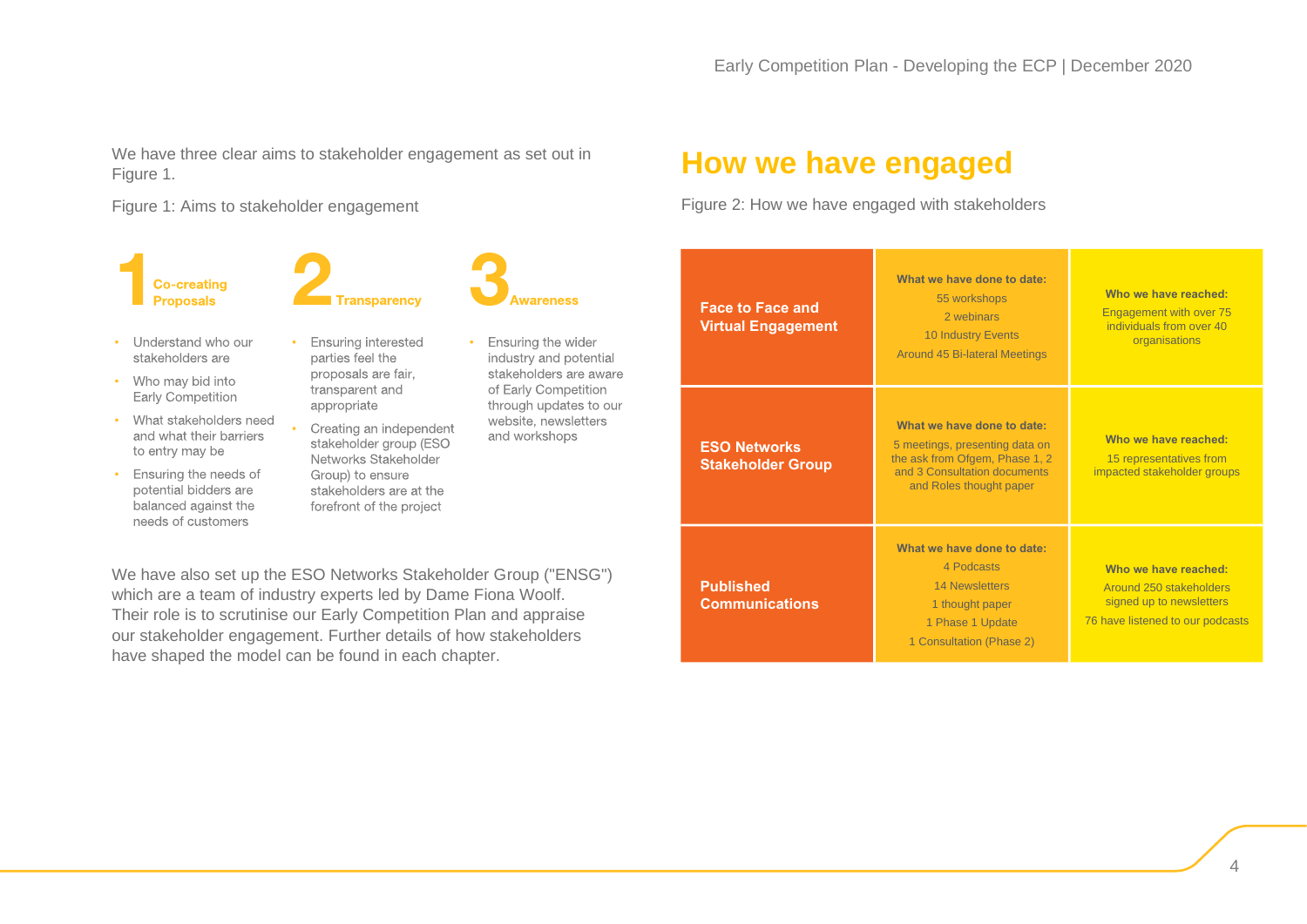We have three clear aims to stakeholder engagement as set out in Figure 1.

Figure 1: Aims to stakeholder engagement

**1 Co-creating Proposals**

- Understand who our stakeholders are
- Who may bid into Early Competition
- What stakeholders need and what their barriers to entry may be
- Ensuring the needs of potential bidders are balanced against the needs of customers

**2 Transparency**

- Ensuring interested parties feel the proposals are fair, transparent and appropriate
- Creating an independent stakeholder group (ESO Networks Stakeholder Group) to ensure stakeholders are at the forefront of the project

**3 Awareness**

- Ensuring the wider industry and potential stakeholders are aware of Early Competition through updates to our website, newsletters and workshops

We have also set up the ESO Networks Stakeholder Group ("ENSG") which are a team of industry experts led by Dame Fiona Woolf. Their role is to scrutinise our Early Competition Plan and appraise our stakeholder engagement. Further details of how stakeholders have shaped the model can be found in each chapter.

# How we have engaged

Figure 2: How we have engaged with stakeholders

| | What we have done to date: | Who we have reached: |
|---|---|---|
| **Face to Face and Virtual Engagement** | 55 workshops<br>2 webinars<br>10 Industry Events<br>Around 45 Bi-lateral Meetings | Engagement with over 75 individuals from over 40 organisations |
| **ESO Networks Stakeholder Group** | 5 meetings, presenting data on the ask from Ofgem, Phase 1, 2 and 3 Consultation documents and Roles thought paper | 15 representatives from impacted stakeholder groups |
| **Published Communications** | 4 Podcasts<br>14 Newsletters<br>1 thought paper<br>1 Phase 1 Update<br>1 Consultation (Phase 2) | Around 250 stakeholders signed up to newsletters<br>76 have listened to our podcasts |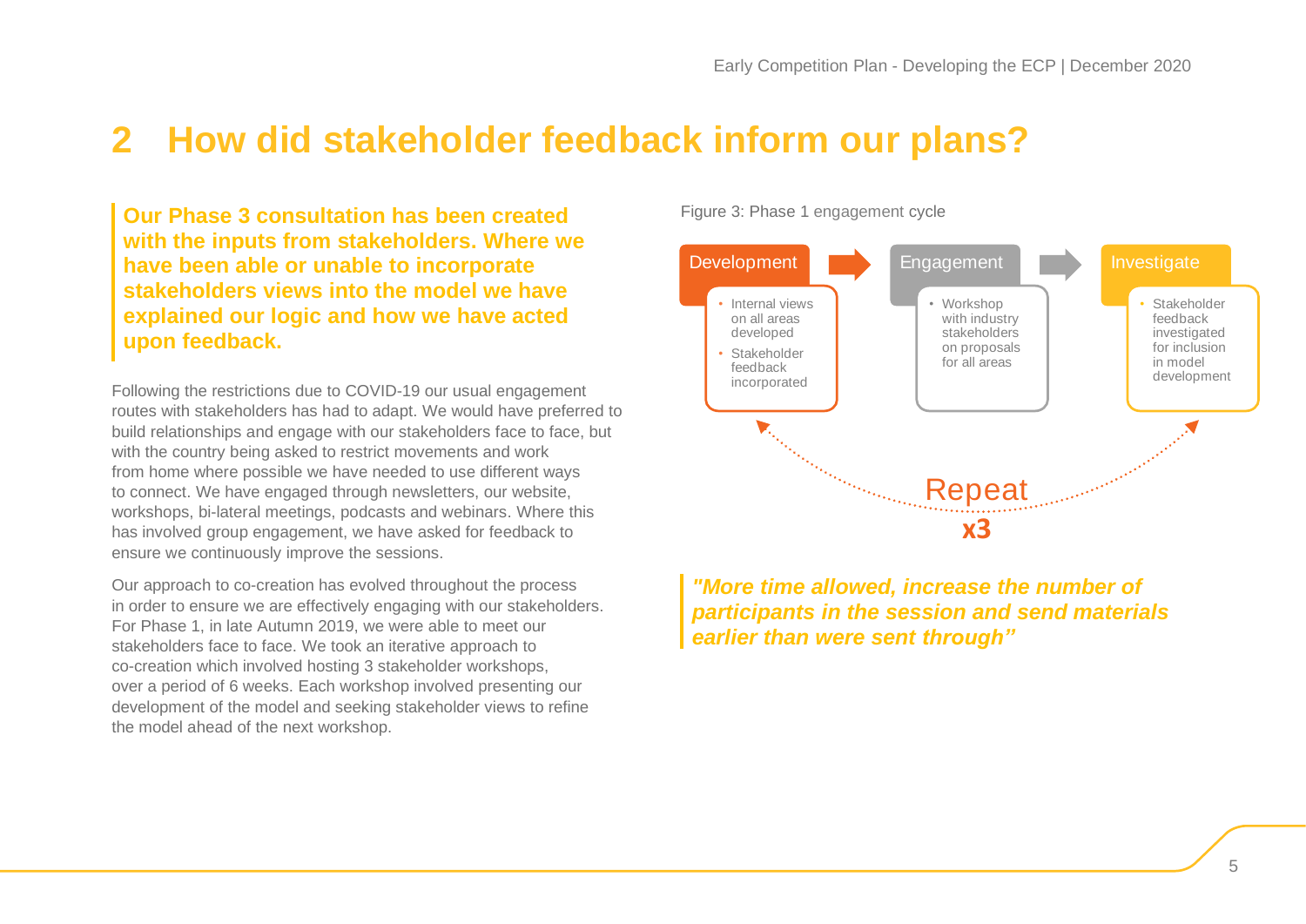# 2 How did stakeholder feedback inform our plans?

**Our Phase 3 consultation has been created with the inputs from stakeholders. Where we have been able or unable to incorporate stakeholders views into the model we have explained our logic and how we have acted upon feedback.**

Following the restrictions due to COVID-19 our usual engagement routes with stakeholders has had to adapt. We would have preferred to build relationships and engage with our stakeholders face to face, but with the country being asked to restrict movements and work from home where possible we have needed to use different ways to connect. We have engaged through newsletters, our website, workshops, bi-lateral meetings, podcasts and webinars. Where this has involved group engagement, we have asked for feedback to ensure we continuously improve the sessions.

Our approach to co-creation has evolved throughout the process in order to ensure we are effectively engaging with our stakeholders. For Phase 1, in late Autumn 2019, we were able to meet our stakeholders face to face. We took an iterative approach to co-creation which involved hosting 3 stakeholder workshops, over a period of 6 weeks. Each workshop involved presenting our development of the model and seeking stakeholder views to refine the model ahead of the next workshop.

Figure 3: Phase 1 engagement cycle

**Development**
- Internal views on all areas developed
- Stakeholder feedback incorporated

**Engagement**
- Workshop with industry stakeholders on proposals for all areas

**Investigate**
- Stakeholder feedback investigated for inclusion in model development

Repeat
**x3**

*"More time allowed, increase the number of participants in the session and send materials earlier than were sent through"*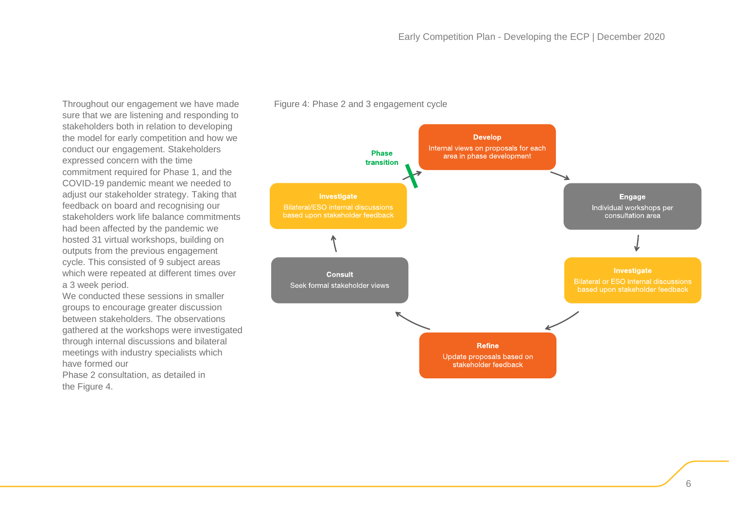Throughout our engagement we have made sure that we are listening and responding to stakeholders both in relation to developing the model for early competition and how we conduct our engagement. Stakeholders expressed concern with the time commitment required for Phase 1, and the COVID-19 pandemic meant we needed to adjust our stakeholder strategy. Taking that feedback on board and recognising our stakeholders work life balance commitments had been affected by the pandemic we hosted 31 virtual workshops, building on outputs from the previous engagement cycle. This consisted of 9 subject areas which were repeated at different times over a 3 week period.

We conducted these sessions in smaller groups to encourage greater discussion between stakeholders. The observations gathered at the workshops were investigated through internal discussions and bilateral meetings with industry specialists which have formed our Phase 2 consultation, as detailed in the Figure 4.

Figure 4: Phase 2 and 3 engagement cycle

**Develop**
Internal views on proposals for each area in phase development

**Engage**
Individual workshops per consultation area

**Investigate**
Bilateral or ESO internal discussions based upon stakeholder feedback

**Refine**
Update proposals based on stakeholder feedback

**Consult**
Seek formal stakeholder views

**Investigate**
Bilateral/ESO internal discussions based upon stakeholder feedback

**Phase transition**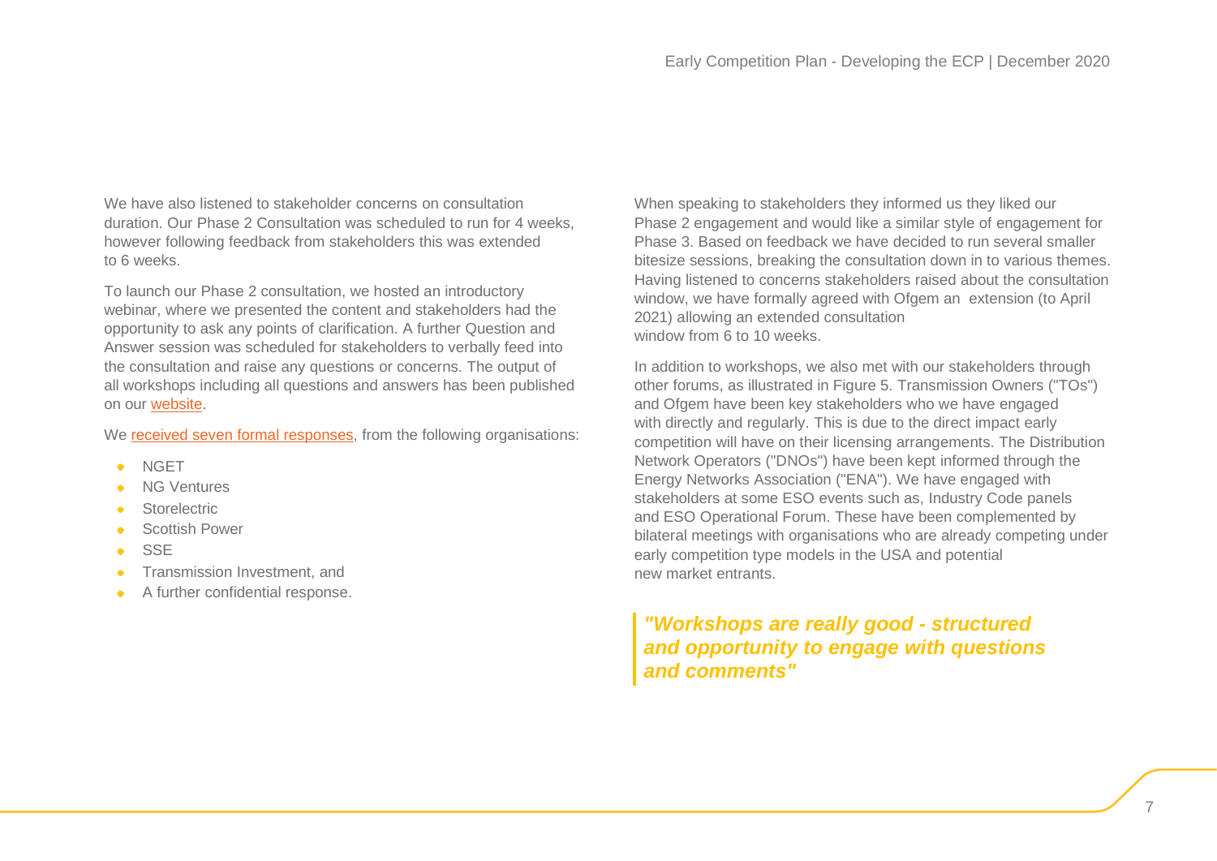We have also listened to stakeholder concerns on consultation duration. Our Phase 2 Consultation was scheduled to run for 4 weeks, however following feedback from stakeholders this was extended to 6 weeks.

To launch our Phase 2 consultation, we hosted an introductory webinar, where we presented the content and stakeholders had the opportunity to ask any points of clarification. A further Question and Answer session was scheduled for stakeholders to verbally feed into the consultation and raise any questions or concerns. The output of all workshops including all questions and answers has been published on our website.

We received seven formal responses, from the following organisations:

- NGET
- NG Ventures
- Storelectric
- Scottish Power
- SSE
- Transmission Investment, and
- A further confidential response.

When speaking to stakeholders they informed us they liked our Phase 2 engagement and would like a similar style of engagement for Phase 3. Based on feedback we have decided to run several smaller bitesize sessions, breaking the consultation down in to various themes. Having listened to concerns stakeholders raised about the consultation window, we have formally agreed with Ofgem an extension (to April 2021) allowing an extended consultation window from 6 to 10 weeks.

In addition to workshops, we also met with our stakeholders through other forums, as illustrated in Figure 5. Transmission Owners ("TOs") and Ofgem have been key stakeholders who we have engaged with directly and regularly. This is due to the direct impact early competition will have on their licensing arrangements. The Distribution Network Operators ("DNOs") have been kept informed through the Energy Networks Association ("ENA"). We have engaged with stakeholders at some ESO events such as, Industry Code panels and ESO Operational Forum. These have been complemented by bilateral meetings with organisations who are already competing under early competition type models in the USA and potential new market entrants.

> ***"Workshops are really good - structured and opportunity to engage with questions and comments"***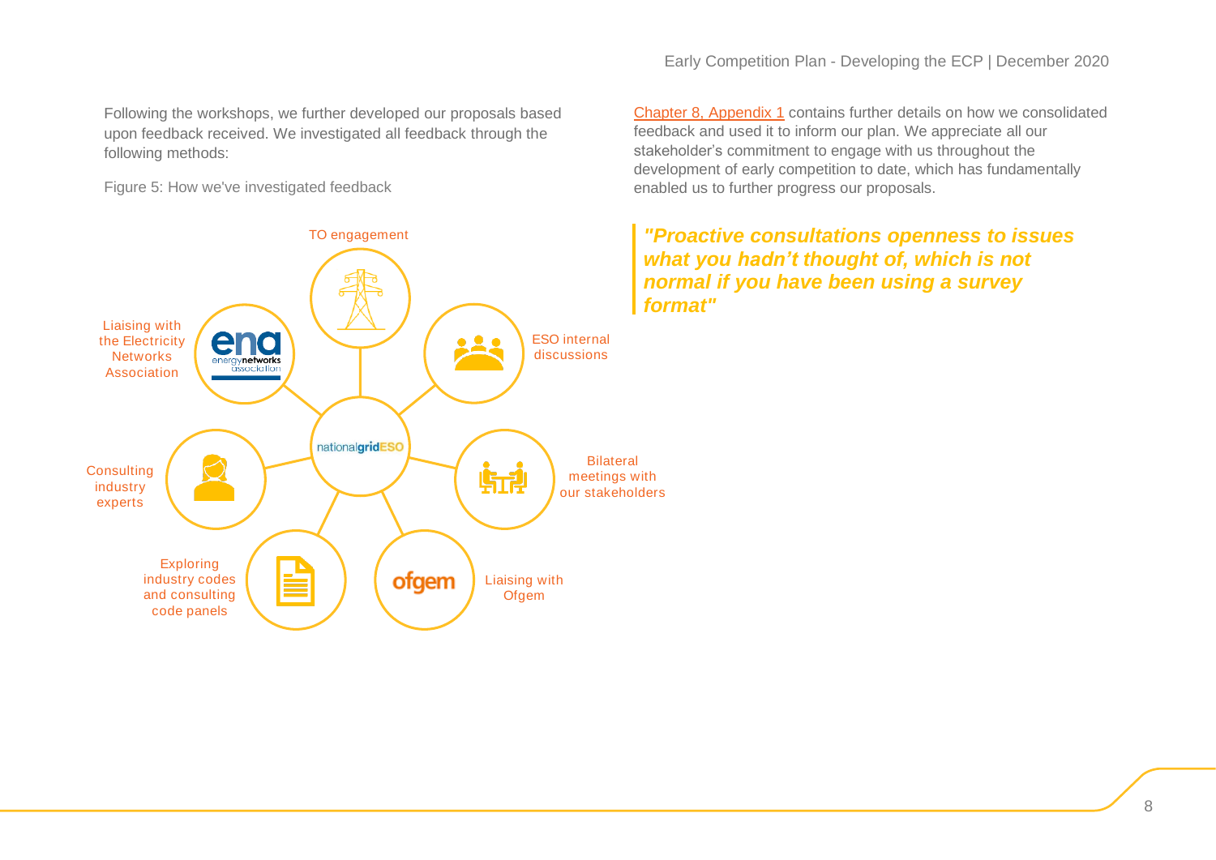Following the workshops, we further developed our proposals based upon feedback received. We investigated all feedback through the following methods:

Figure 5: How we've investigated feedback

- TO engagement
- ESO internal discussions
- Bilateral meetings with our stakeholders
- Liaising with Ofgem
- Exploring industry codes and consulting code panels
- Consulting industry experts
- Liaising with the Electricity Networks Association

Chapter 8, Appendix 1 contains further details on how we consolidated feedback and used it to inform our plan. We appreciate all our stakeholder's commitment to engage with us throughout the development of early competition to date, which has fundamentally enabled us to further progress our proposals.

> ***"Proactive consultations openness to issues what you hadn't thought of, which is not normal if you have been using a survey format"***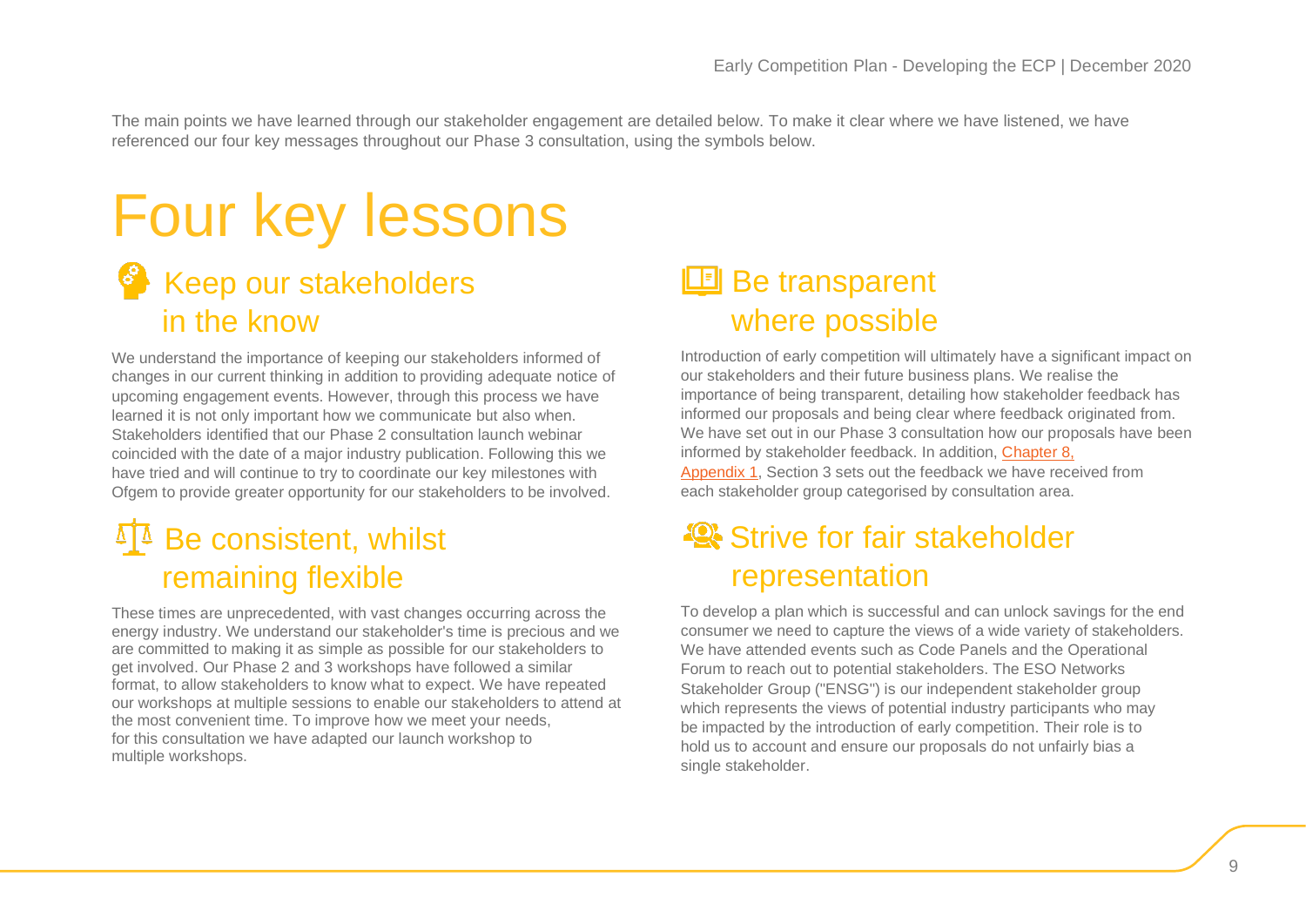The main points we have learned through our stakeholder engagement are detailed below. To make it clear where we have listened, we have referenced our four key messages throughout our Phase 3 consultation, using the symbols below.

# Four key lessons

## Keep our stakeholders in the know

We understand the importance of keeping our stakeholders informed of changes in our current thinking in addition to providing adequate notice of upcoming engagement events. However, through this process we have learned it is not only important how we communicate but also when. Stakeholders identified that our Phase 2 consultation launch webinar coincided with the date of a major industry publication. Following this we have tried and will continue to try to coordinate our key milestones with Ofgem to provide greater opportunity for our stakeholders to be involved.

## Be consistent, whilst remaining flexible

These times are unprecedented, with vast changes occurring across the energy industry. We understand our stakeholder's time is precious and we are committed to making it as simple as possible for our stakeholders to get involved. Our Phase 2 and 3 workshops have followed a similar format, to allow stakeholders to know what to expect. We have repeated our workshops at multiple sessions to enable our stakeholders to attend at the most convenient time. To improve how we meet your needs, for this consultation we have adapted our launch workshop to multiple workshops.

## Be transparent where possible

Introduction of early competition will ultimately have a significant impact on our stakeholders and their future business plans. We realise the importance of being transparent, detailing how stakeholder feedback has informed our proposals and being clear where feedback originated from. We have set out in our Phase 3 consultation how our proposals have been informed by stakeholder feedback. In addition, Chapter 8, Appendix 1, Section 3 sets out the feedback we have received from each stakeholder group categorised by consultation area.

## Strive for fair stakeholder representation

To develop a plan which is successful and can unlock savings for the end consumer we need to capture the views of a wide variety of stakeholders. We have attended events such as Code Panels and the Operational Forum to reach out to potential stakeholders. The ESO Networks Stakeholder Group ("ENSG") is our independent stakeholder group which represents the views of potential industry participants who may be impacted by the introduction of early competition. Their role is to hold us to account and ensure our proposals do not unfairly bias a single stakeholder.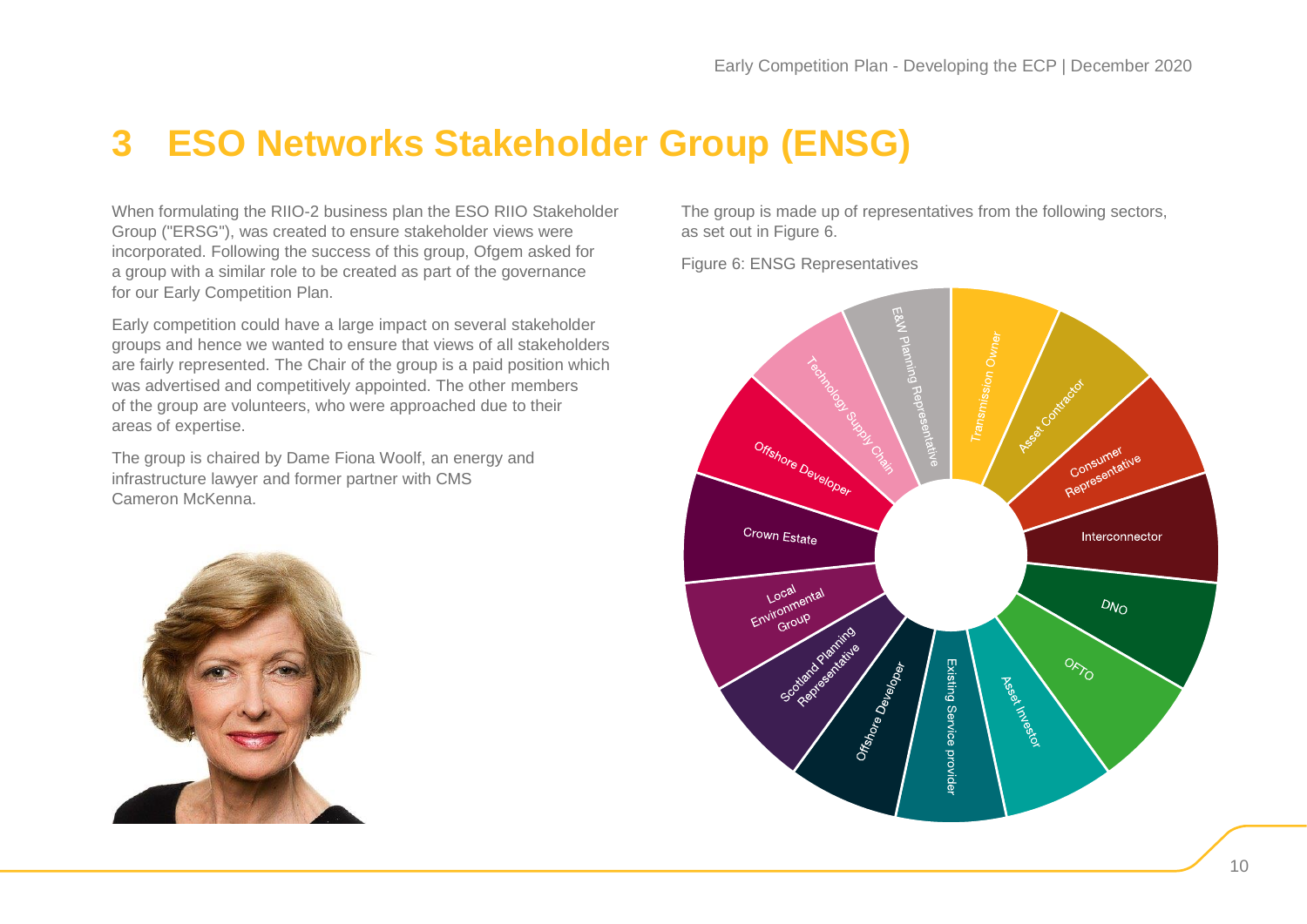# 3 ESO Networks Stakeholder Group (ENSG)

When formulating the RIIO-2 business plan the ESO RIIO Stakeholder Group ("ERSG"), was created to ensure stakeholder views were incorporated. Following the success of this group, Ofgem asked for a group with a similar role to be created as part of the governance for our Early Competition Plan.

Early competition could have a large impact on several stakeholder groups and hence we wanted to ensure that views of all stakeholders are fairly represented. The Chair of the group is a paid position which was advertised and competitively appointed. The other members of the group are volunteers, who were approached due to their areas of expertise.

The group is chaired by Dame Fiona Woolf, an energy and infrastructure lawyer and former partner with CMS Cameron McKenna.

The group is made up of representatives from the following sectors, as set out in Figure 6.

Figure 6: ENSG Representatives

- Transmission Owner
- Asset Contractor
- Consumer Representative
- Interconnector
- DNO
- OFTO
- Asset Investor
- Existing Service provider
- Offshore Developer
- Scotland Planning Representative
- Local Environmental Group
- Crown Estate
- Offshore Developer
- Technology Supply Chain
- E&W Planning Representative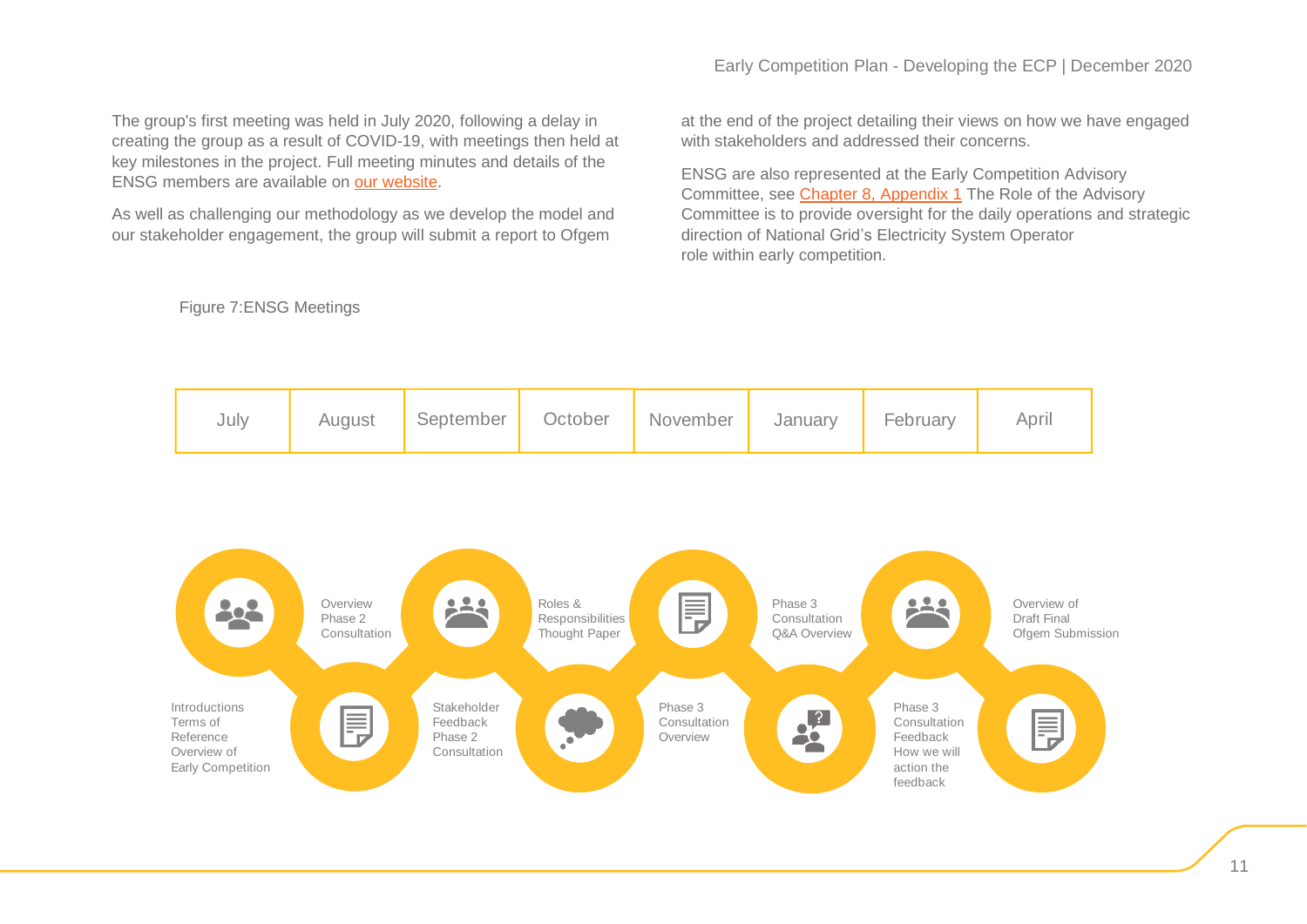The group's first meeting was held in July 2020, following a delay in creating the group as a result of COVID-19, with meetings then held at key milestones in the project. Full meeting minutes and details of the ENSG members are available on our website.

As well as challenging our methodology as we develop the model and our stakeholder engagement, the group will submit a report to Ofgem at the end of the project detailing their views on how we have engaged with stakeholders and addressed their concerns.

ENSG are also represented at the Early Competition Advisory Committee, see Chapter 8, Appendix 1 The Role of the Advisory Committee is to provide oversight for the daily operations and strategic direction of National Grid's Electricity System Operator role within early competition.

Figure 7:ENSG Meetings

July
August
September
October
November
January
February
April

Introductions
Terms of Reference
Overview of Early Competition

Overview Phase 2 Consultation

Stakeholder Feedback Phase 2 Consultation

Roles & Responsibilities Thought Paper

Phase 3 Consultation Overview

Phase 3 Consultation Q&A Overview

Phase 3 Consultation Feedback
How we will action the feedback

Overview of Draft Final Ofgem Submission